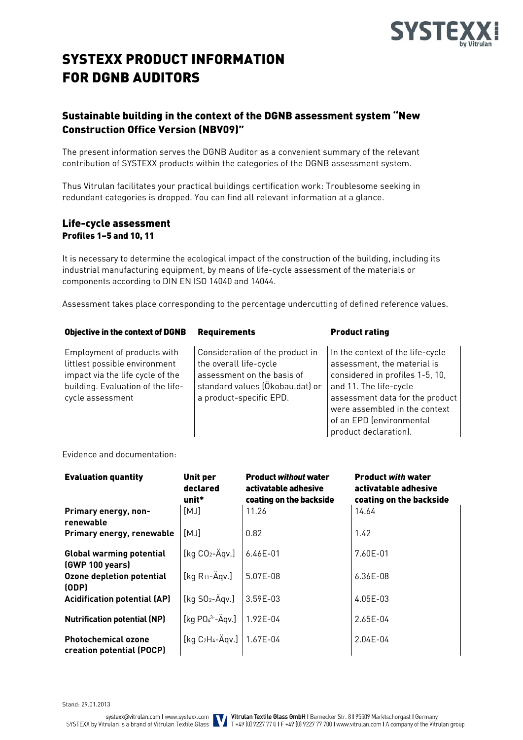# SYSTEXX PRODUCT INFORMATION FOR DGNB AUDITORS

## Sustainable building in the context of the DGNB assessment system "New Construction Office Version (NBV09)"

The present information serves the DGNB Auditor as a convenient summary of the relevant contribution of SYSTEXX products within the categories of the DGNB assessment system.

Thus Vitrulan facilitates your practical buildings certification work: Troublesome seeking in redundant categories is dropped. You can find all relevant information at a glance.

## Life-cycle assessment

**Profiles 1–5 and 10, 11**

It is necessary to determine the ecological impact of the construction of the building, including its industrial manufacturing equipment, by means of life-cycle assessment of the materials or components according to DIN EN ISO 14040 and 14044.

Assessment takes place corresponding to the percentage undercutting of defined reference values.

| Objective in the context of DGNB | Requirements | Product rating |
|---|---|---|
| Employment of products with littlest possible environment impact via the life cycle of the building. Evaluation of the life-cycle assessment | Consideration of the product in the overall life-cycle assessment on the basis of standard values (Ökobau.dat) or a product-specific EPD. | In the context of the life-cycle assessment, the material is considered in profiles 1-5, 10, and 11. The life-cycle assessment data for the product were assembled in the context of an EPD (environmental product declaration). |

Evidence and documentation:

| Evaluation quantity | Unit per declared unit* | Product *without* water activatable adhesive coating on the backside | Product *with* water activatable adhesive coating on the backside |
|---|---|---|---|
| Primary energy, non-renewable | [MJ] | 11.26 | 14.64 |
| Primary energy, renewable | [MJ] | 0.82 | 1.42 |
| Global warming potential (GWP 100 years) | [kg $CO_2$-Äqv.] | 6.46E-01 | 7.60E-01 |
| Ozone depletion potential (ODP) | [kg $R_{11}$-Äqv.] | 5.07E-08 | 6.36E-08 |
| Acidification potential (AP) | [kg $SO_2$-Äqv.] | 3.59E-03 | 4.05E-03 |
| Nutrification potential (NP) | [kg $PO_4^{3-}$-Äqv.] | 1.92E-04 | 2.65E-04 |
| Photochemical ozone creation potential (POCP) | [kg $C_2H_4$-Äqv.] | 1.67E-04 | 2.04E-04 |

Stand: 29.01.2013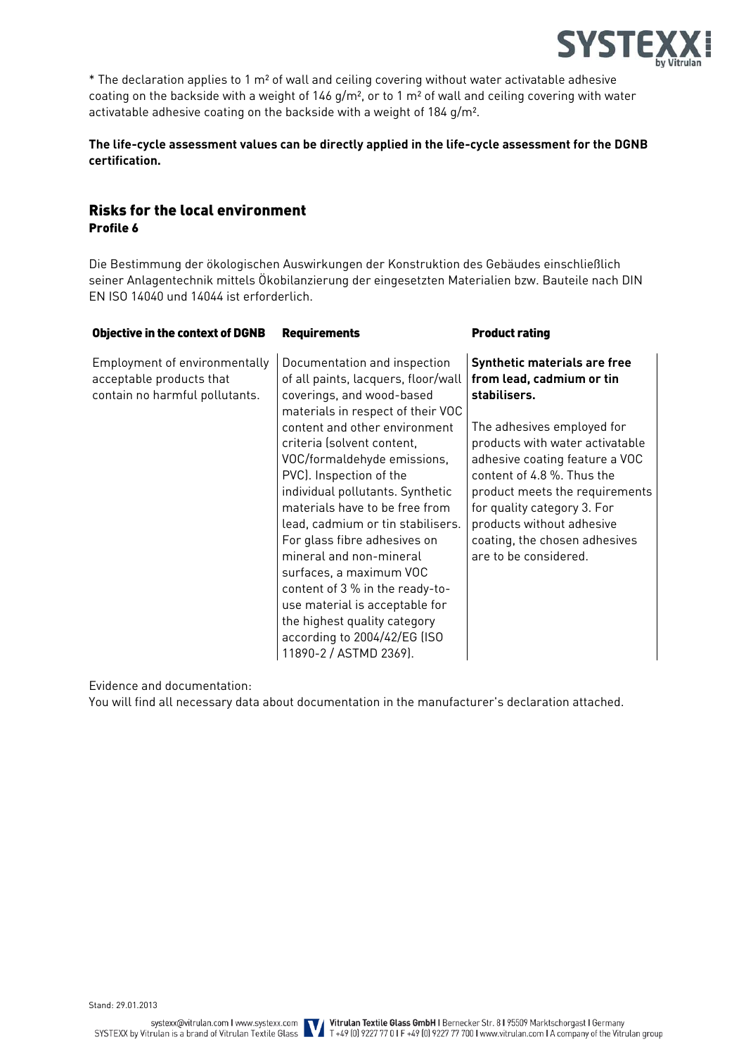* The declaration applies to 1 m² of wall and ceiling covering without water activatable adhesive coating on the backside with a weight of 146 g/m², or to 1 m² of wall and ceiling covering with water activatable adhesive coating on the backside with a weight of 184 g/m².

**The life-cycle assessment values can be directly applied in the life-cycle assessment for the DGNB certification.**

## Risks for the local environment

**Profile 6**

Die Bestimmung der ökologischen Auswirkungen der Konstruktion des Gebäudes einschließlich seiner Anlagentechnik mittels Ökobilanzierung der eingesetzten Materialien bzw. Bauteile nach DIN EN ISO 14040 und 14044 ist erforderlich.

| Objective in the context of DGNB | Requirements | Product rating |
|---|---|---|
| Employment of environmentally acceptable products that contain no harmful pollutants. | Documentation and inspection of all paints, lacquers, floor/wall coverings, and wood-based materials in respect of their VOC content and other environment criteria (solvent content, VOC/formaldehyde emissions, PVC). Inspection of the individual pollutants. Synthetic materials have to be free from lead, cadmium or tin stabilisers. For glass fibre adhesives on mineral and non-mineral surfaces, a maximum VOC content of 3 % in the ready-to-use material is acceptable for the highest quality category according to 2004/42/EG (ISO 11890-2 / ASTMD 2369). | **Synthetic materials are free from lead, cadmium or tin stabilisers.**<br><br>The adhesives employed for products with water activatable adhesive coating feature a VOC content of 4.8 %. Thus the product meets the requirements for quality category 3. For products without adhesive coating, the chosen adhesives are to be considered. |

Evidence and documentation:
You will find all necessary data about documentation in the manufacturer's declaration attached.

Stand: 29.01.2013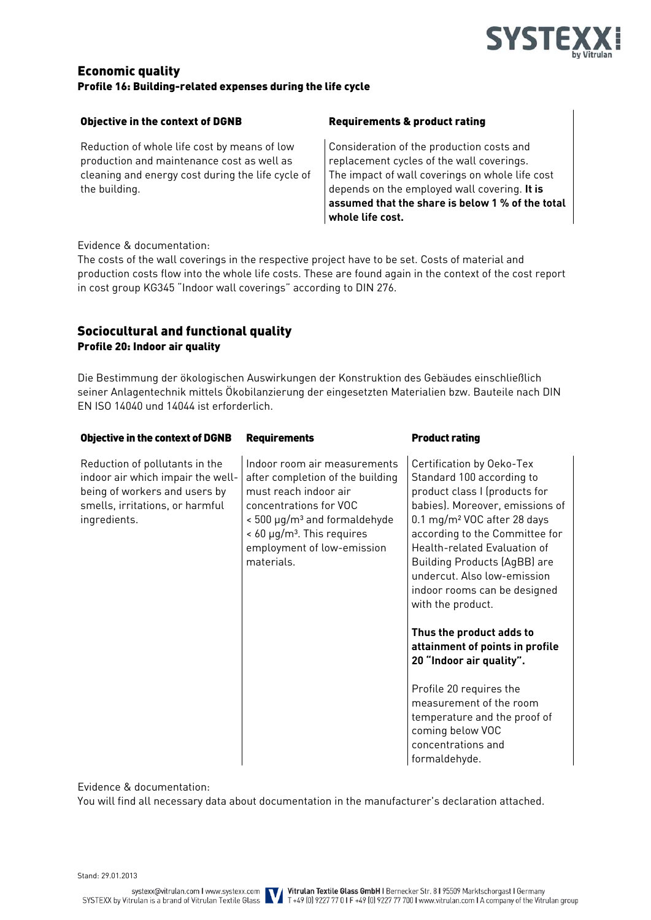## Economic quality

### Profile 16: Building-related expenses during the life cycle

| Objective in the context of DGNB | Requirements & product rating |
|---|---|
| Reduction of whole life cost by means of low production and maintenance cost as well as cleaning and energy cost during the life cycle of the building. | Consideration of the production costs and replacement cycles of the wall coverings. The impact of wall coverings on whole life cost depends on the employed wall covering. **It is assumed that the share is below 1 % of the total whole life cost.** |

Evidence & documentation:
The costs of the wall coverings in the respective project have to be set. Costs of material and production costs flow into the whole life costs. These are found again in the context of the cost report in cost group KG345 "Indoor wall coverings" according to DIN 276.

## Sociocultural and functional quality

### Profile 20: Indoor air quality

Die Bestimmung der ökologischen Auswirkungen der Konstruktion des Gebäudes einschließlich seiner Anlagentechnik mittels Ökobilanzierung der eingesetzten Materialien bzw. Bauteile nach DIN EN ISO 14040 und 14044 ist erforderlich.

| Objective in the context of DGNB | Requirements | Product rating |
|---|---|---|
| Reduction of pollutants in the indoor air which impair the well-being of workers and users by smells, irritations, or harmful ingredients. | Indoor room air measurements after completion of the building must reach indoor air concentrations for VOC < 500 µg/m³ and formaldehyde < 60 µg/m³. This requires employment of low-emission materials. | Certification by Oeko-Tex Standard 100 according to product class I (products for babies). Moreover, emissions of 0.1 mg/m² VOC after 28 days according to the Committee for Health-related Evaluation of Building Products (AgBB) are undercut. Also low-emission indoor rooms can be designed with the product.<br><br>**Thus the product adds to attainment of points in profile 20 "Indoor air quality".**<br><br>Profile 20 requires the measurement of the room temperature and the proof of coming below VOC concentrations and formaldehyde. |

Evidence & documentation:
You will find all necessary data about documentation in the manufacturer's declaration attached.

Stand: 29.01.2013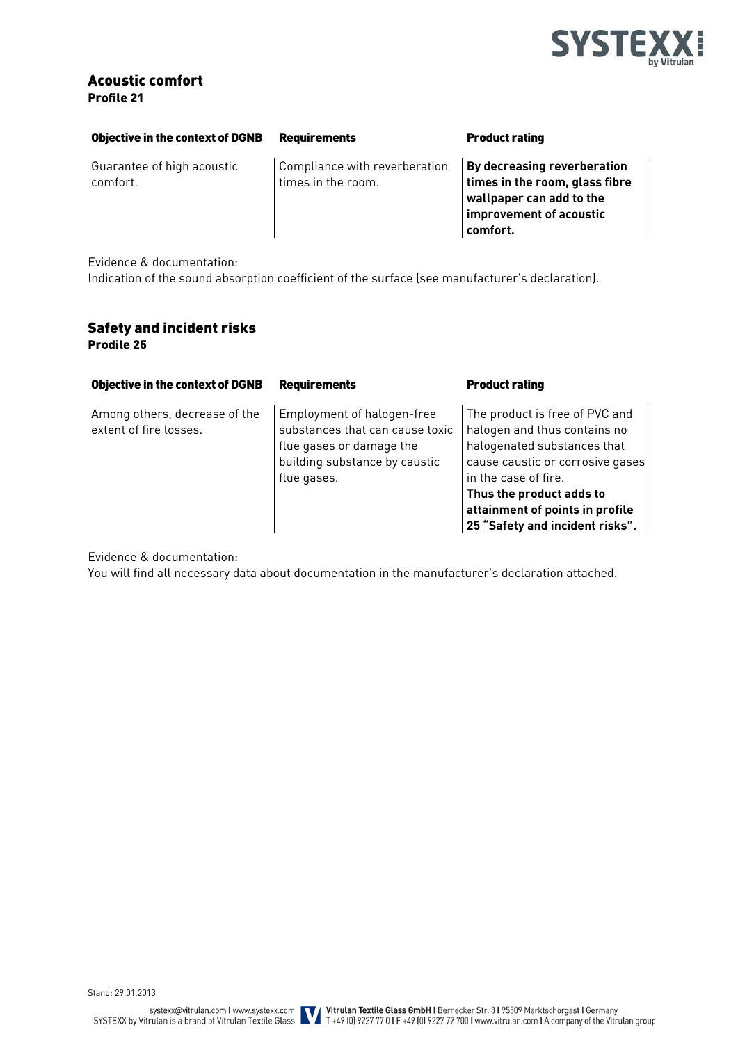## Acoustic comfort

**Profile 21**

| Objective in the context of DGNB | Requirements | Product rating |
|---|---|---|
| Guarantee of high acoustic comfort. | Compliance with reverberation times in the room. | **By decreasing reverberation times in the room, glass fibre wallpaper can add to the improvement of acoustic comfort.** |

Evidence & documentation:
Indication of the sound absorption coefficient of the surface (see manufacturer's declaration).

## Safety and incident risks

**Prodile 25**

| Objective in the context of DGNB | Requirements | Product rating |
|---|---|---|
| Among others, decrease of the extent of fire losses. | Employment of halogen-free substances that can cause toxic flue gases or damage the building substance by caustic flue gases. | The product is free of PVC and halogen and thus contains no halogenated substances that cause caustic or corrosive gases in the case of fire. **Thus the product adds to attainment of points in profile 25 "Safety and incident risks".** |

Evidence & documentation:
You will find all necessary data about documentation in the manufacturer's declaration attached.

Stand: 29.01.2013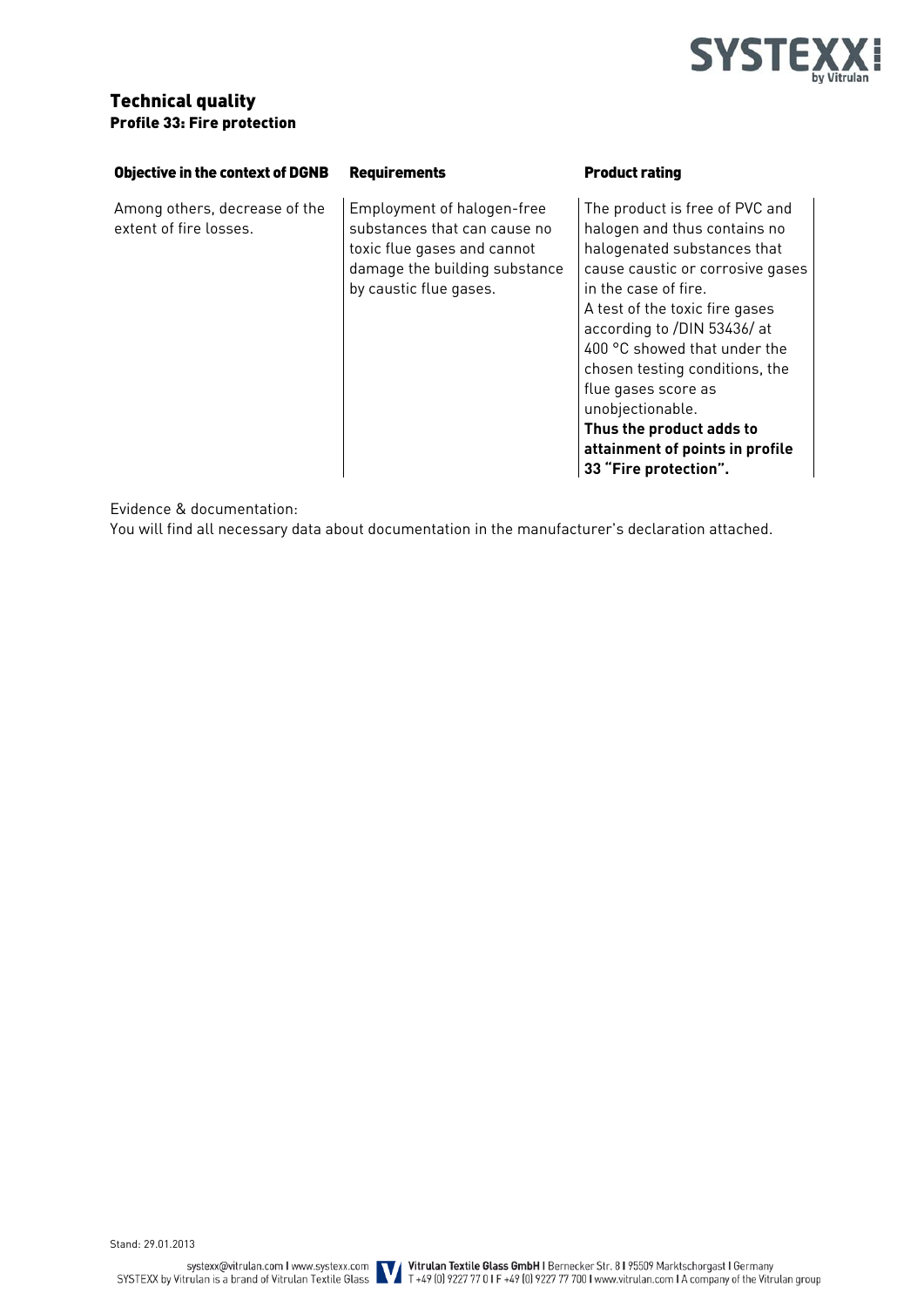## Technical quality

### Profile 33: Fire protection

| Objective in the context of DGNB | Requirements | Product rating |
|---|---|---|
| Among others, decrease of the extent of fire losses. | Employment of halogen-free substances that can cause no toxic flue gases and cannot damage the building substance by caustic flue gases. | The product is free of PVC and halogen and thus contains no halogenated substances that cause caustic or corrosive gases in the case of fire. A test of the toxic fire gases according to /DIN 53436/ at 400 °C showed that under the chosen testing conditions, the flue gases score as unobjectionable. **Thus the product adds to attainment of points in profile 33 "Fire protection".** |

Evidence & documentation:
You will find all necessary data about documentation in the manufacturer's declaration attached.

Stand: 29.01.2013